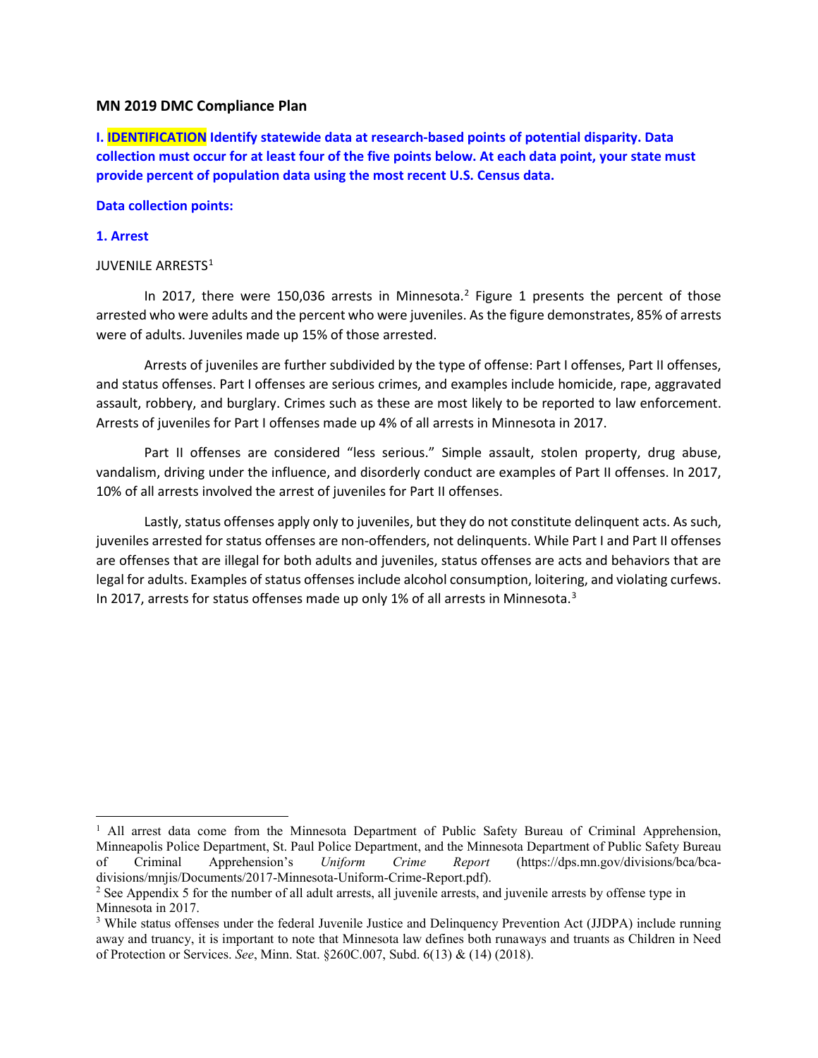## MN 2019 DMC Compliance Plan

**I. IDENTIFICATION Identify statewide data at research-based points of potential disparity. Data collection must occur for at least four of the five points below. At each data point, your state must provide percent of population data using the most recent U.S. Census data.**

**Data collection points:**

**1. Arrest**

JUVENILE ARRESTS[1]

In 2017, there were 150,036 arrests in Minnesota.[2] Figure 1 presents the percent of those arrested who were adults and the percent who were juveniles. As the figure demonstrates, 85% of arrests were of adults. Juveniles made up 15% of those arrested.

Arrests of juveniles are further subdivided by the type of offense: Part I offenses, Part II offenses, and status offenses. Part I offenses are serious crimes, and examples include homicide, rape, aggravated assault, robbery, and burglary. Crimes such as these are most likely to be reported to law enforcement. Arrests of juveniles for Part I offenses made up 4% of all arrests in Minnesota in 2017.

Part II offenses are considered "less serious." Simple assault, stolen property, drug abuse, vandalism, driving under the influence, and disorderly conduct are examples of Part II offenses. In 2017, 10% of all arrests involved the arrest of juveniles for Part II offenses.

Lastly, status offenses apply only to juveniles, but they do not constitute delinquent acts. As such, juveniles arrested for status offenses are non-offenders, not delinquents. While Part I and Part II offenses are offenses that are illegal for both adults and juveniles, status offenses are acts and behaviors that are legal for adults. Examples of status offenses include alcohol consumption, loitering, and violating curfews. In 2017, arrests for status offenses made up only 1% of all arrests in Minnesota.[3]

---

[1] All arrest data come from the Minnesota Department of Public Safety Bureau of Criminal Apprehension, Minneapolis Police Department, St. Paul Police Department, and the Minnesota Department of Public Safety Bureau of Criminal Apprehension's *Uniform Crime Report* (https://dps.mn.gov/divisions/bca/bca-divisions/mnjis/Documents/2017-Minnesota-Uniform-Crime-Report.pdf).

[2] See Appendix 5 for the number of all adult arrests, all juvenile arrests, and juvenile arrests by offense type in Minnesota in 2017.

[3] While status offenses under the federal Juvenile Justice and Delinquency Prevention Act (JJDPA) include running away and truancy, it is important to note that Minnesota law defines both runaways and truants as Children in Need of Protection or Services. *See*, Minn. Stat. §260C.007, Subd. 6(13) & (14) (2018).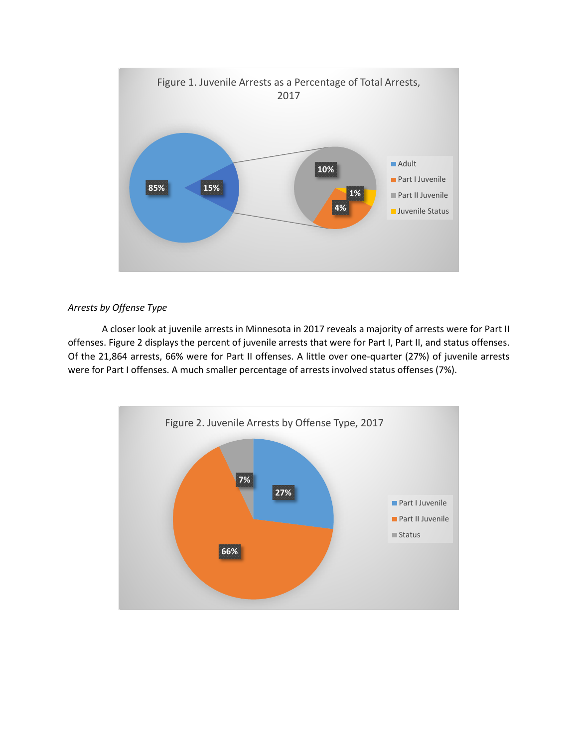Figure 1. Juvenile Arrests as a Percentage of Total Arrests, 2017

*Arrests by Offense Type*

A closer look at juvenile arrests in Minnesota in 2017 reveals a majority of arrests were for Part II offenses. Figure 2 displays the percent of juvenile arrests that were for Part I, Part II, and status offenses. Of the 21,864 arrests, 66% were for Part II offenses. A little over one-quarter (27%) of juvenile arrests were for Part I offenses. A much smaller percentage of arrests involved status offenses (7%).

Figure 2. Juvenile Arrests by Offense Type, 2017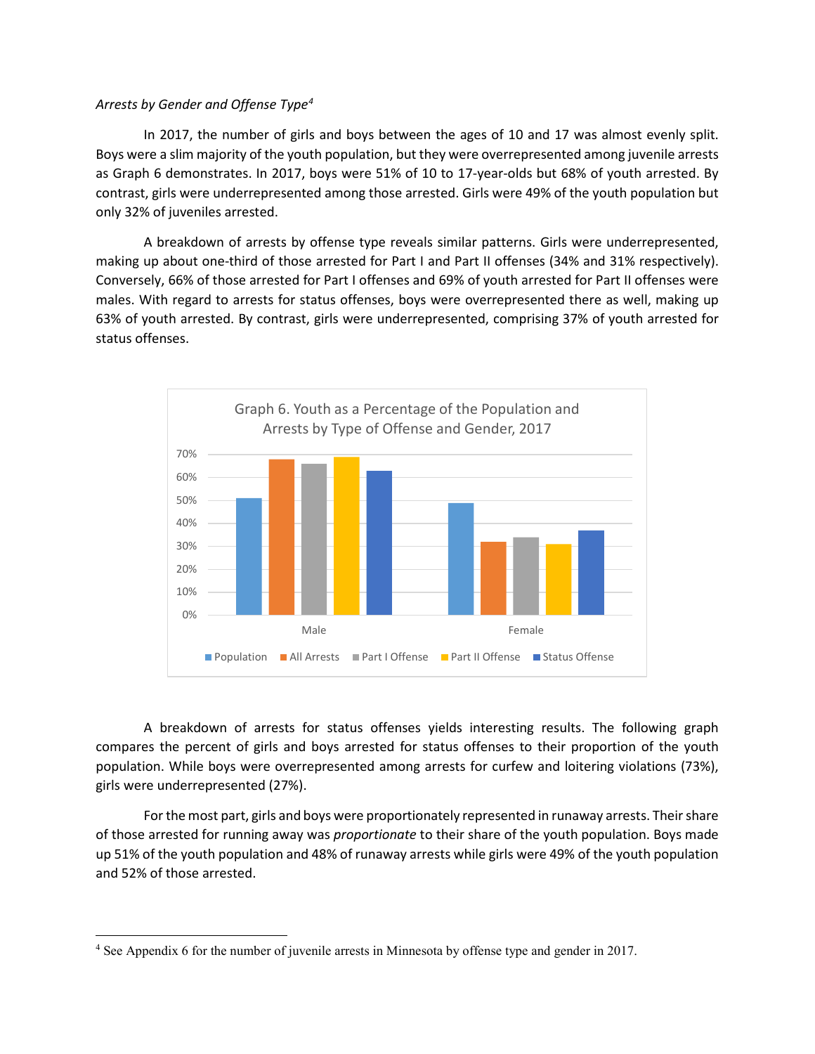*Arrests by Gender and Offense Type*[4]

In 2017, the number of girls and boys between the ages of 10 and 17 was almost evenly split. Boys were a slim majority of the youth population, but they were overrepresented among juvenile arrests as Graph 6 demonstrates. In 2017, boys were 51% of 10 to 17-year-olds but 68% of youth arrested. By contrast, girls were underrepresented among those arrested. Girls were 49% of the youth population but only 32% of juveniles arrested.

A breakdown of arrests by offense type reveals similar patterns. Girls were underrepresented, making up about one-third of those arrested for Part I and Part II offenses (34% and 31% respectively). Conversely, 66% of those arrested for Part I offenses and 69% of youth arrested for Part II offenses were males. With regard to arrests for status offenses, boys were overrepresented there as well, making up 63% of youth arrested. By contrast, girls were underrepresented, comprising 37% of youth arrested for status offenses.

Graph 6. Youth as a Percentage of the Population and Arrests by Type of Offense and Gender, 2017

| | Population | All Arrests | Part I Offense | Part II Offense | Status Offense |
|---|---|---|---|---|---|
| Male | 51% | 68% | 66% | 69% | 63% |
| Female | 49% | 32% | 34% | 31% | 37% |

A breakdown of arrests for status offenses yields interesting results. The following graph compares the percent of girls and boys arrested for status offenses to their proportion of the youth population. While boys were overrepresented among arrests for curfew and loitering violations (73%), girls were underrepresented (27%).

For the most part, girls and boys were proportionately represented in runaway arrests. Their share of those arrested for running away was *proportionate* to their share of the youth population. Boys made up 51% of the youth population and 48% of runaway arrests while girls were 49% of the youth population and 52% of those arrested.

---

[4] See Appendix 6 for the number of juvenile arrests in Minnesota by offense type and gender in 2017.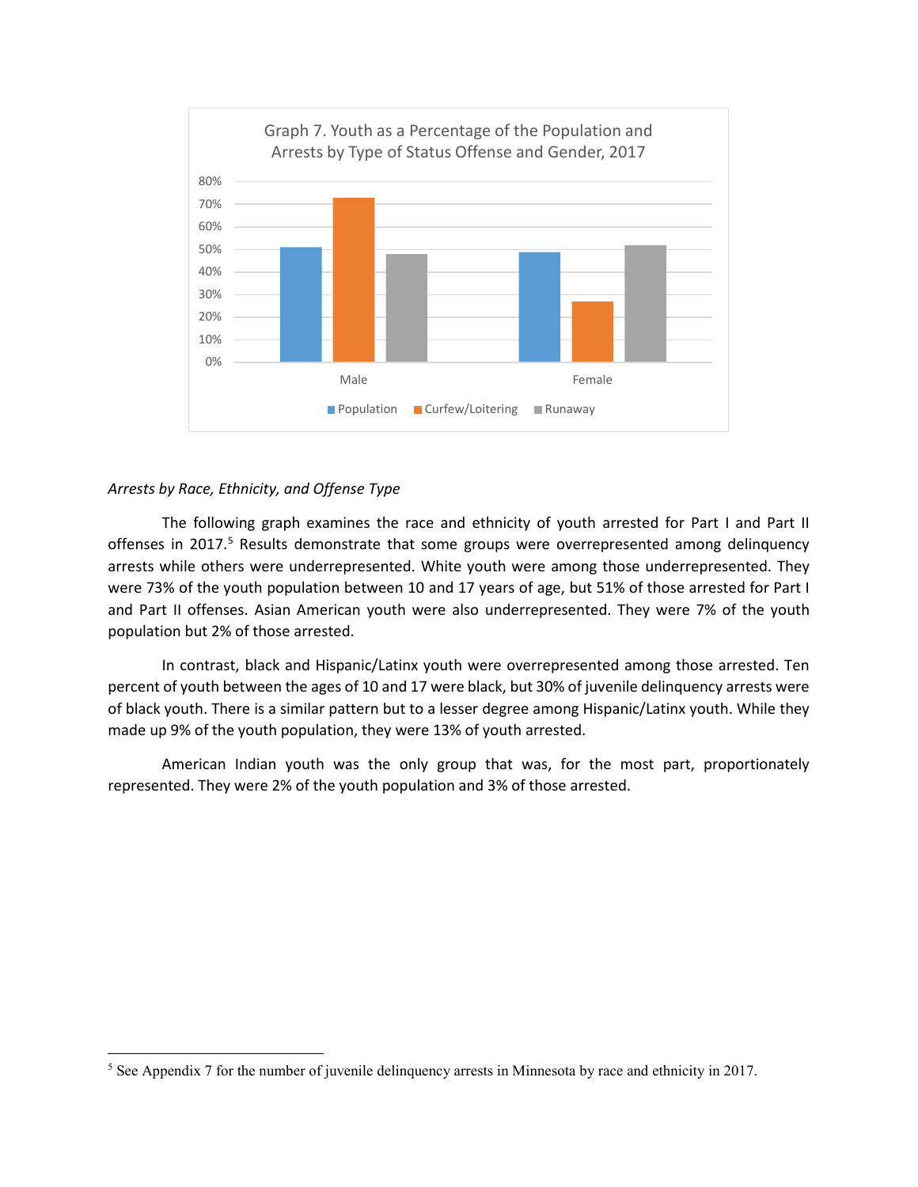Graph 7. Youth as a Percentage of the Population and Arrests by Type of Status Offense and Gender, 2017

*Arrests by Race, Ethnicity, and Offense Type*

The following graph examines the race and ethnicity of youth arrested for Part I and Part II offenses in 2017.[5] Results demonstrate that some groups were overrepresented among delinquency arrests while others were underrepresented. White youth were among those underrepresented. They were 73% of the youth population between 10 and 17 years of age, but 51% of those arrested for Part I and Part II offenses. Asian American youth were also underrepresented. They were 7% of the youth population but 2% of those arrested.

In contrast, black and Hispanic/Latinx youth were overrepresented among those arrested. Ten percent of youth between the ages of 10 and 17 were black, but 30% of juvenile delinquency arrests were of black youth. There is a similar pattern but to a lesser degree among Hispanic/Latinx youth. While they made up 9% of the youth population, they were 13% of youth arrested.

American Indian youth was the only group that was, for the most part, proportionately represented. They were 2% of the youth population and 3% of those arrested.

[5] See Appendix 7 for the number of juvenile delinquency arrests in Minnesota by race and ethnicity in 2017.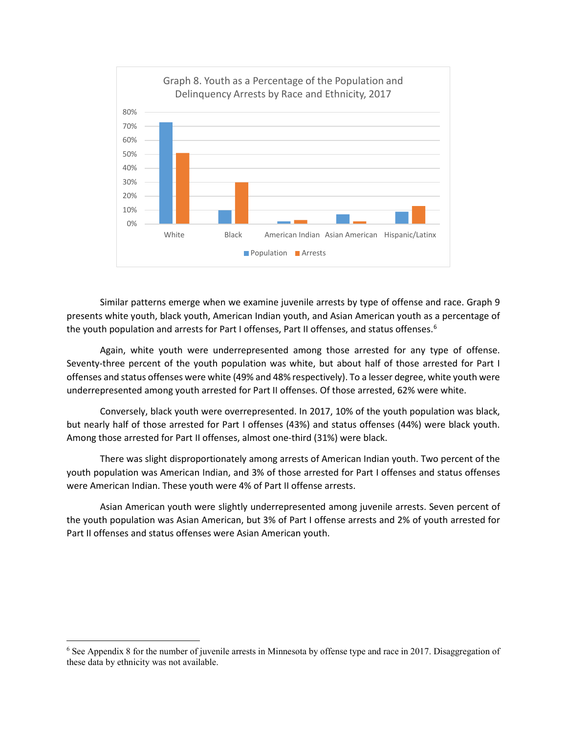Graph 8. Youth as a Percentage of the Population and Delinquency Arrests by Race and Ethnicity, 2017

Similar patterns emerge when we examine juvenile arrests by type of offense and race. Graph 9 presents white youth, black youth, American Indian youth, and Asian American youth as a percentage of the youth population and arrests for Part I offenses, Part II offenses, and status offenses.[6]

Again, white youth were underrepresented among those arrested for any type of offense. Seventy-three percent of the youth population was white, but about half of those arrested for Part I offenses and status offenses were white (49% and 48% respectively). To a lesser degree, white youth were underrepresented among youth arrested for Part II offenses. Of those arrested, 62% were white.

Conversely, black youth were overrepresented. In 2017, 10% of the youth population was black, but nearly half of those arrested for Part I offenses (43%) and status offenses (44%) were black youth. Among those arrested for Part II offenses, almost one-third (31%) were black.

There was slight disproportionately among arrests of American Indian youth. Two percent of the youth population was American Indian, and 3% of those arrested for Part I offenses and status offenses were American Indian. These youth were 4% of Part II offense arrests.

Asian American youth were slightly underrepresented among juvenile arrests. Seven percent of the youth population was Asian American, but 3% of Part I offense arrests and 2% of youth arrested for Part II offenses and status offenses were Asian American youth.

---

[6] See Appendix 8 for the number of juvenile arrests in Minnesota by offense type and race in 2017. Disaggregation of these data by ethnicity was not available.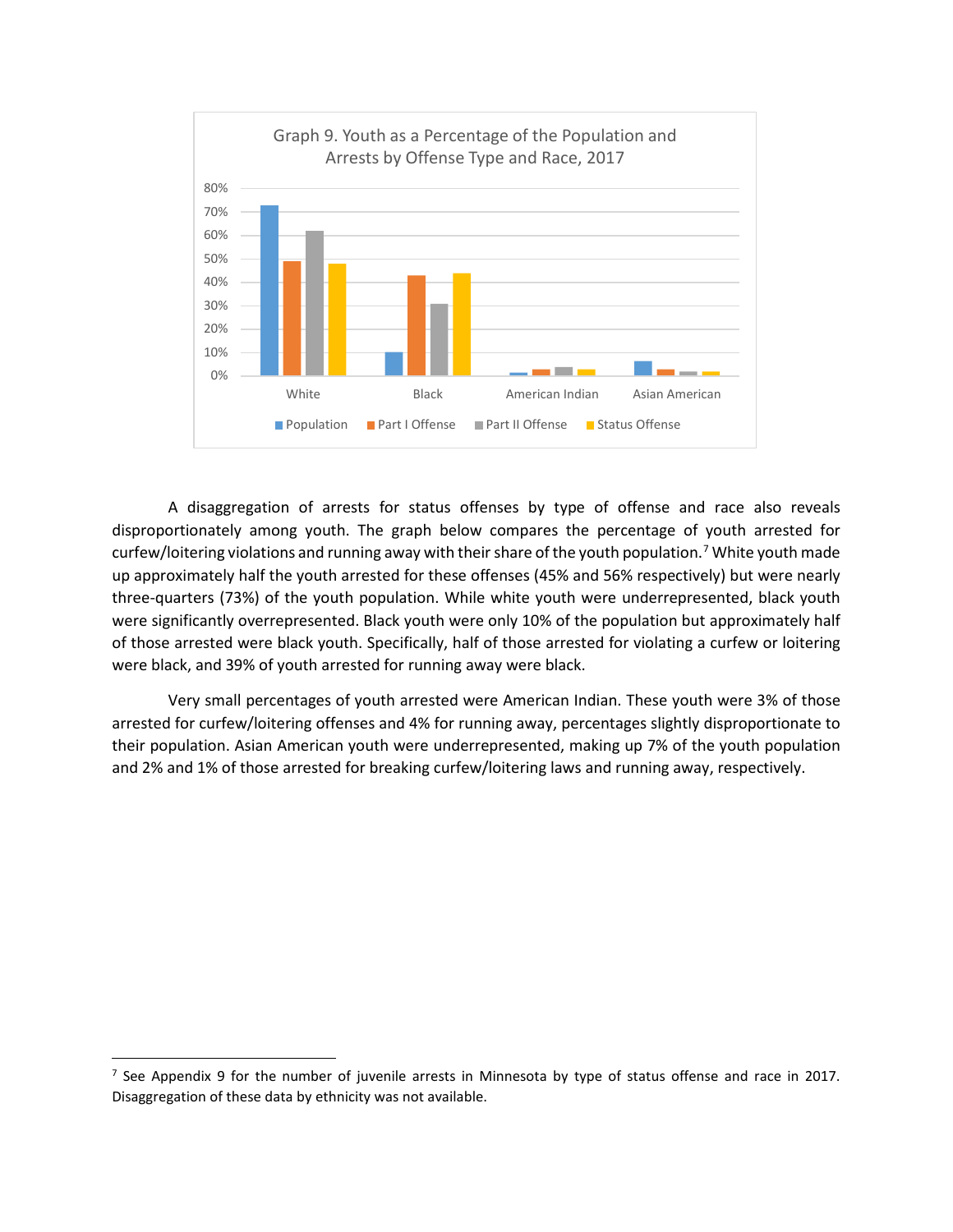Graph 9. Youth as a Percentage of the Population and Arrests by Offense Type and Race, 2017

A disaggregation of arrests for status offenses by type of offense and race also reveals disproportionately among youth. The graph below compares the percentage of youth arrested for curfew/loitering violations and running away with their share of the youth population.[7] White youth made up approximately half the youth arrested for these offenses (45% and 56% respectively) but were nearly three-quarters (73%) of the youth population. While white youth were underrepresented, black youth were significantly overrepresented. Black youth were only 10% of the population but approximately half of those arrested were black youth. Specifically, half of those arrested for violating a curfew or loitering were black, and 39% of youth arrested for running away were black.

Very small percentages of youth arrested were American Indian. These youth were 3% of those arrested for curfew/loitering offenses and 4% for running away, percentages slightly disproportionate to their population. Asian American youth were underrepresented, making up 7% of the youth population and 2% and 1% of those arrested for breaking curfew/loitering laws and running away, respectively.

[7] See Appendix 9 for the number of juvenile arrests in Minnesota by type of status offense and race in 2017. Disaggregation of these data by ethnicity was not available.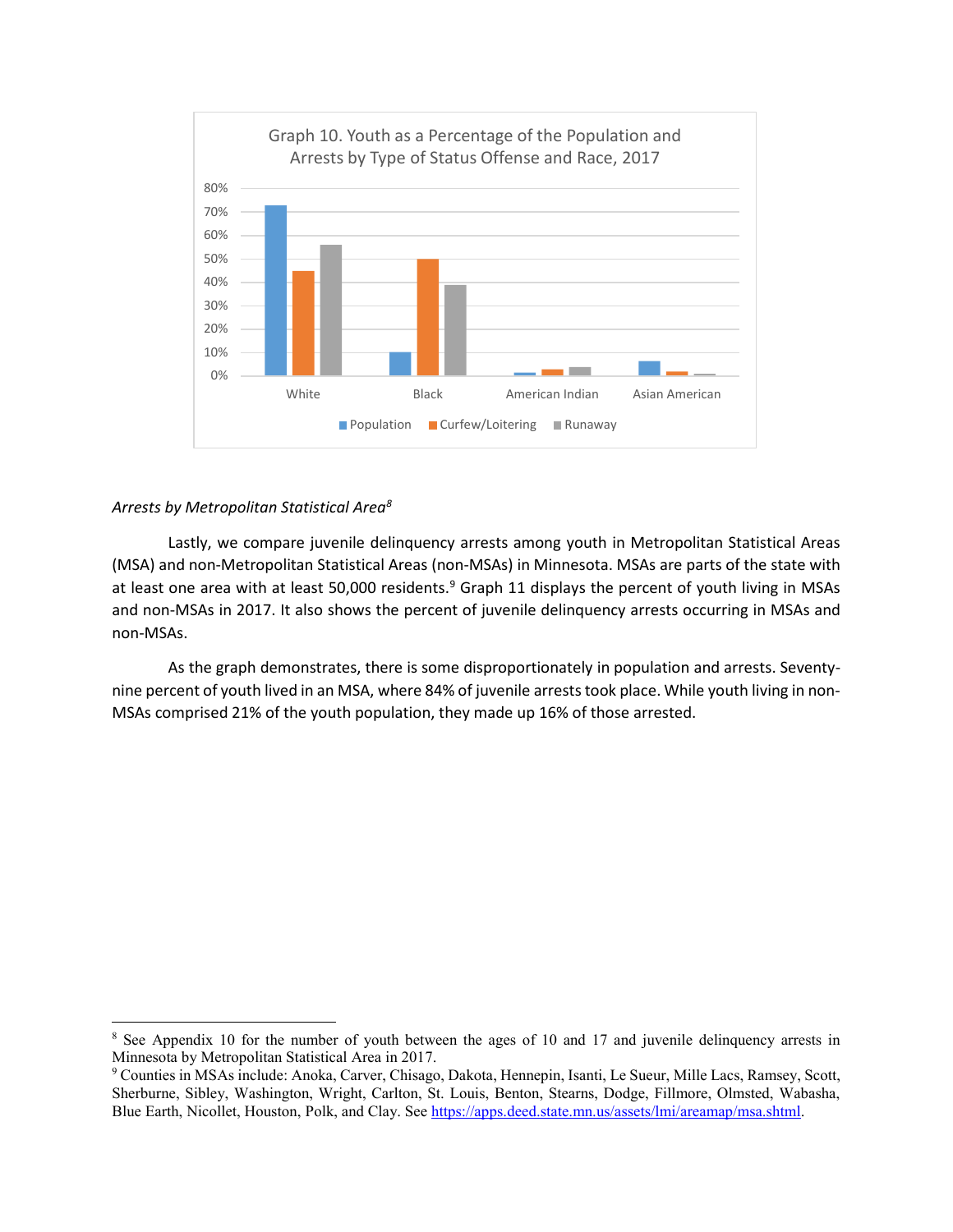Graph 10. Youth as a Percentage of the Population and Arrests by Type of Status Offense and Race, 2017

*Arrests by Metropolitan Statistical Area*[8]

Lastly, we compare juvenile delinquency arrests among youth in Metropolitan Statistical Areas (MSA) and non-Metropolitan Statistical Areas (non-MSAs) in Minnesota. MSAs are parts of the state with at least one area with at least 50,000 residents.[9] Graph 11 displays the percent of youth living in MSAs and non-MSAs in 2017. It also shows the percent of juvenile delinquency arrests occurring in MSAs and non-MSAs.

As the graph demonstrates, there is some disproportionately in population and arrests. Seventy-nine percent of youth lived in an MSA, where 84% of juvenile arrests took place. While youth living in non-MSAs comprised 21% of the youth population, they made up 16% of those arrested.

---

[8] See Appendix 10 for the number of youth between the ages of 10 and 17 and juvenile delinquency arrests in Minnesota by Metropolitan Statistical Area in 2017.

[9] Counties in MSAs include: Anoka, Carver, Chisago, Dakota, Hennepin, Isanti, Le Sueur, Mille Lacs, Ramsey, Scott, Sherburne, Sibley, Washington, Wright, Carlton, St. Louis, Benton, Stearns, Dodge, Fillmore, Olmsted, Wabasha, Blue Earth, Nicollet, Houston, Polk, and Clay. See https://apps.deed.state.mn.us/assets/lmi/areamap/msa.shtml.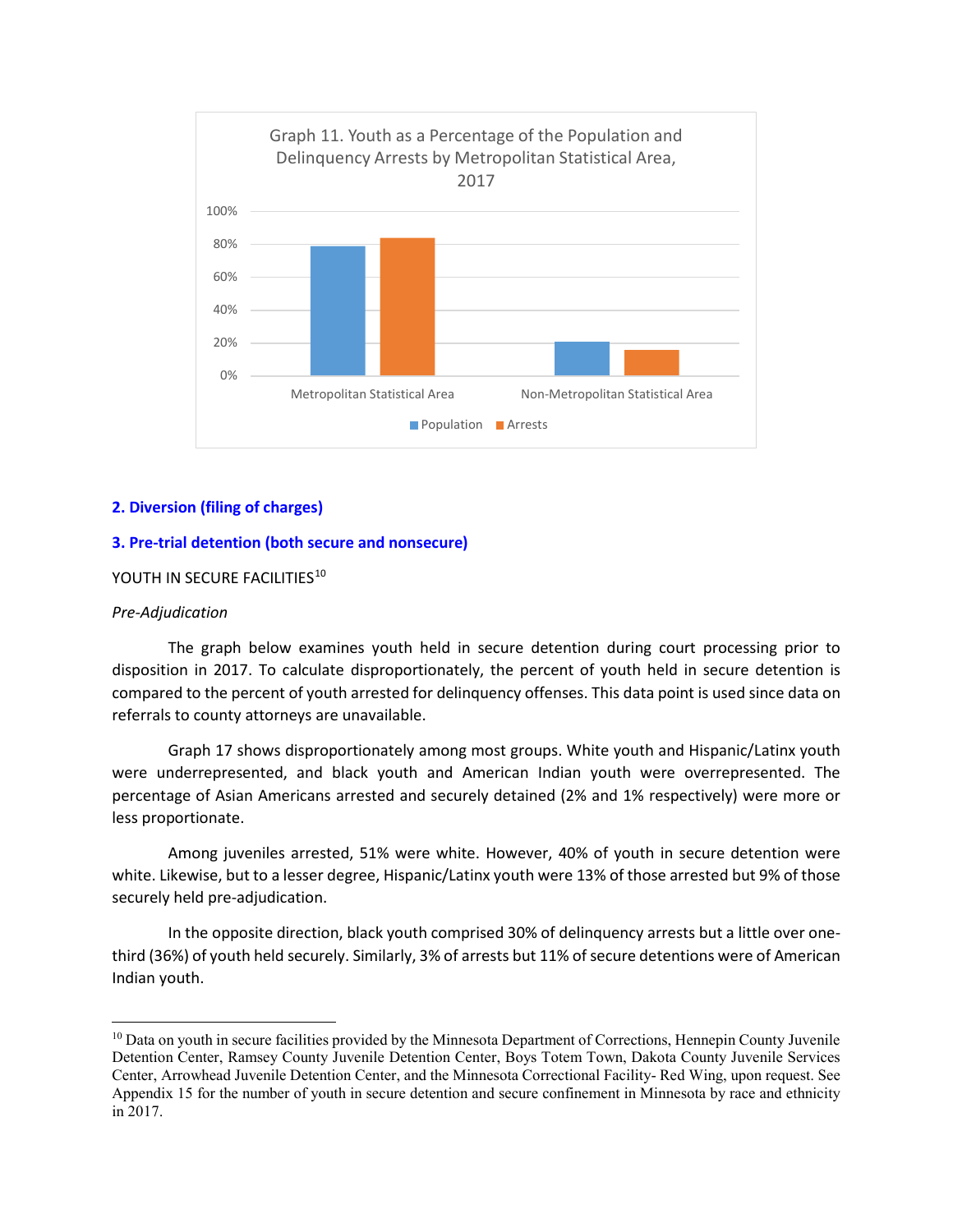Graph 11. Youth as a Percentage of the Population and Delinquency Arrests by Metropolitan Statistical Area, 2017

**2. Diversion (filing of charges)**

**3. Pre-trial detention (both secure and nonsecure)**

YOUTH IN SECURE FACILITIES[10]

*Pre-Adjudication*

The graph below examines youth held in secure detention during court processing prior to disposition in 2017. To calculate disproportionately, the percent of youth held in secure detention is compared to the percent of youth arrested for delinquency offenses. This data point is used since data on referrals to county attorneys are unavailable.

Graph 17 shows disproportionately among most groups. White youth and Hispanic/Latinx youth were underrepresented, and black youth and American Indian youth were overrepresented. The percentage of Asian Americans arrested and securely detained (2% and 1% respectively) were more or less proportionate.

Among juveniles arrested, 51% were white. However, 40% of youth in secure detention were white. Likewise, but to a lesser degree, Hispanic/Latinx youth were 13% of those arrested but 9% of those securely held pre-adjudication.

In the opposite direction, black youth comprised 30% of delinquency arrests but a little over one-third (36%) of youth held securely. Similarly, 3% of arrests but 11% of secure detentions were of American Indian youth.

---

[10] Data on youth in secure facilities provided by the Minnesota Department of Corrections, Hennepin County Juvenile Detention Center, Ramsey County Juvenile Detention Center, Boys Totem Town, Dakota County Juvenile Services Center, Arrowhead Juvenile Detention Center, and the Minnesota Correctional Facility- Red Wing, upon request. See Appendix 15 for the number of youth in secure detention and secure confinement in Minnesota by race and ethnicity in 2017.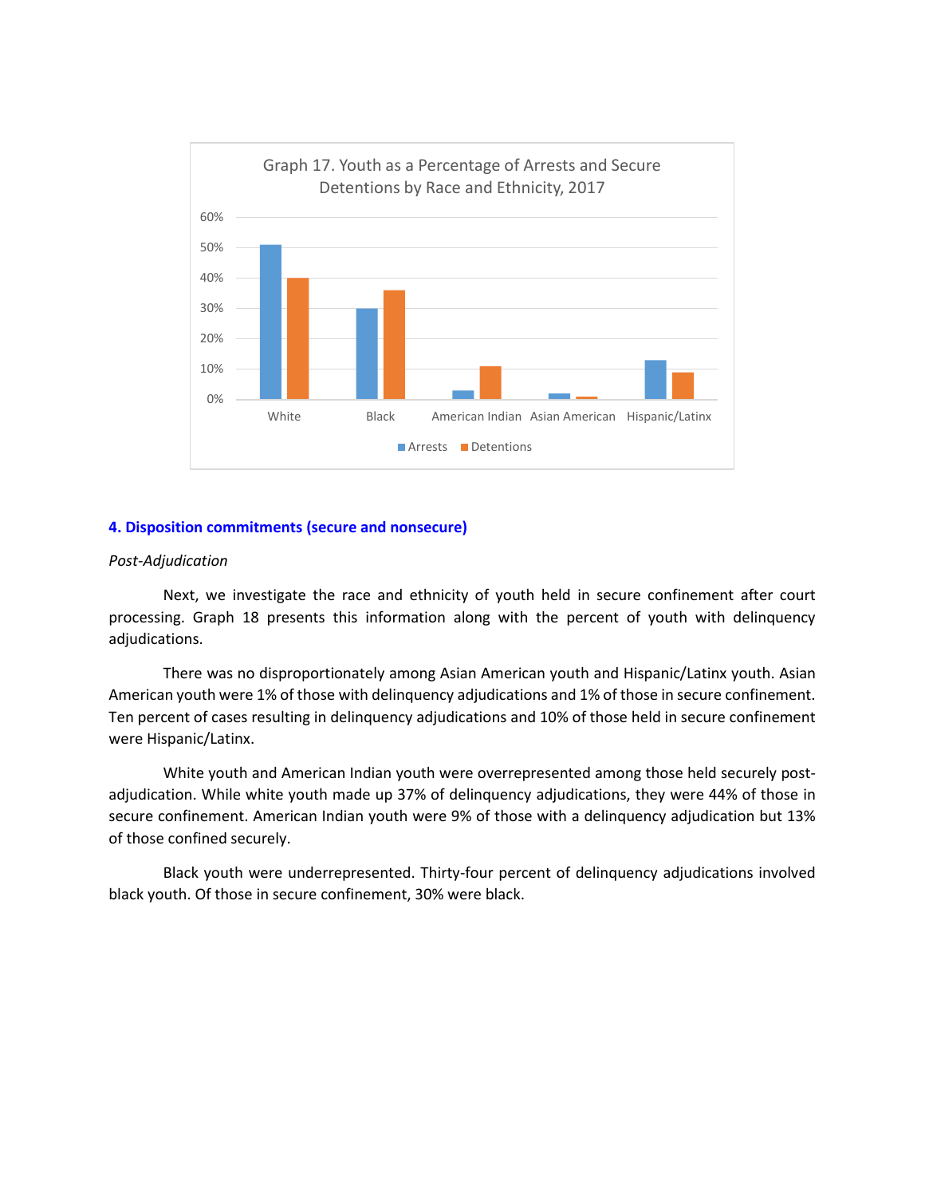Graph 17. Youth as a Percentage of Arrests and Secure Detentions by Race and Ethnicity, 2017

### 4. Disposition commitments (secure and nonsecure)

*Post-Adjudication*

Next, we investigate the race and ethnicity of youth held in secure confinement after court processing. Graph 18 presents this information along with the percent of youth with delinquency adjudications.

There was no disproportionately among Asian American youth and Hispanic/Latinx youth. Asian American youth were 1% of those with delinquency adjudications and 1% of those in secure confinement. Ten percent of cases resulting in delinquency adjudications and 10% of those held in secure confinement were Hispanic/Latinx.

White youth and American Indian youth were overrepresented among those held securely post-adjudication. While white youth made up 37% of delinquency adjudications, they were 44% of those in secure confinement. American Indian youth were 9% of those with a delinquency adjudication but 13% of those confined securely.

Black youth were underrepresented. Thirty-four percent of delinquency adjudications involved black youth. Of those in secure confinement, 30% were black.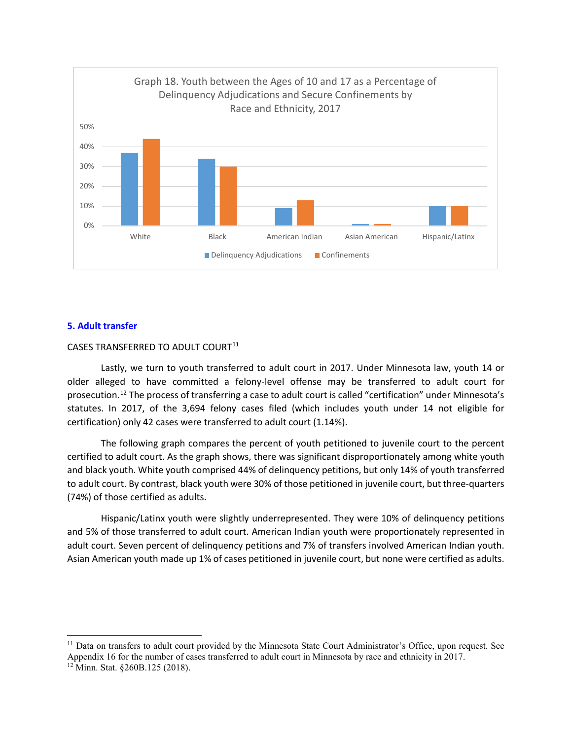Graph 18. Youth between the Ages of 10 and 17 as a Percentage of Delinquency Adjudications and Secure Confinements by Race and Ethnicity, 2017

## 5. Adult transfer

CASES TRANSFERRED TO ADULT COURT[11]

Lastly, we turn to youth transferred to adult court in 2017. Under Minnesota law, youth 14 or older alleged to have committed a felony-level offense may be transferred to adult court for prosecution.[12] The process of transferring a case to adult court is called "certification" under Minnesota's statutes. In 2017, of the 3,694 felony cases filed (which includes youth under 14 not eligible for certification) only 42 cases were transferred to adult court (1.14%).

The following graph compares the percent of youth petitioned to juvenile court to the percent certified to adult court. As the graph shows, there was significant disproportionately among white youth and black youth. White youth comprised 44% of delinquency petitions, but only 14% of youth transferred to adult court. By contrast, black youth were 30% of those petitioned in juvenile court, but three-quarters (74%) of those certified as adults.

Hispanic/Latinx youth were slightly underrepresented. They were 10% of delinquency petitions and 5% of those transferred to adult court. American Indian youth were proportionately represented in adult court. Seven percent of delinquency petitions and 7% of transfers involved American Indian youth. Asian American youth made up 1% of cases petitioned in juvenile court, but none were certified as adults.

---

[11] Data on transfers to adult court provided by the Minnesota State Court Administrator's Office, upon request. See Appendix 16 for the number of cases transferred to adult court in Minnesota by race and ethnicity in 2017.

[12] Minn. Stat. §260B.125 (2018).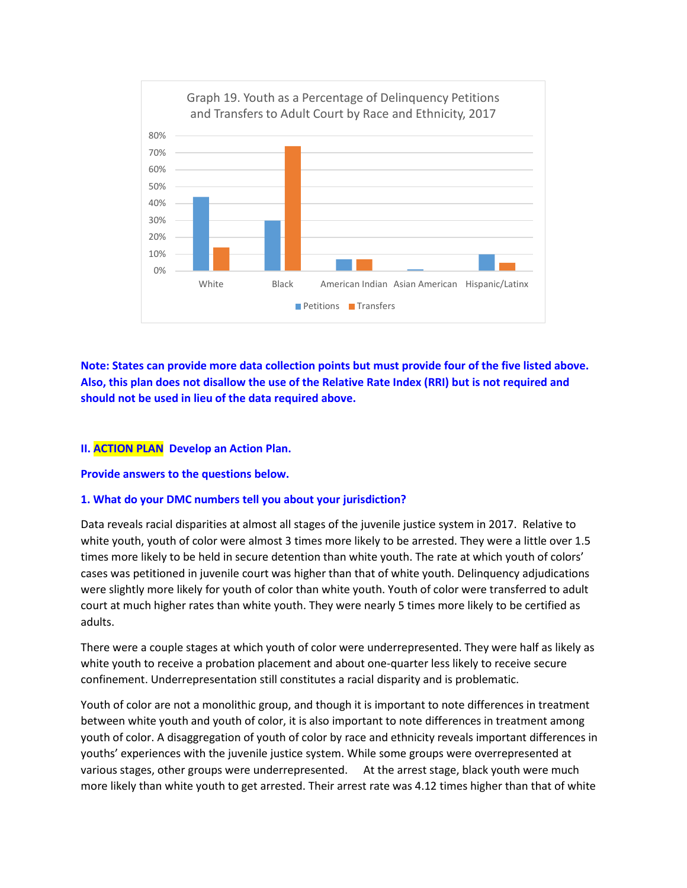Graph 19. Youth as a Percentage of Delinquency Petitions and Transfers to Adult Court by Race and Ethnicity, 2017

**Note: States can provide more data collection points but must provide four of the five listed above. Also, this plan does not disallow the use of the Relative Rate Index (RRI) but is not required and should not be used in lieu of the data required above.**

## II. ACTION PLAN Develop an Action Plan.

**Provide answers to the questions below.**

### 1. What do your DMC numbers tell you about your jurisdiction?

Data reveals racial disparities at almost all stages of the juvenile justice system in 2017. Relative to white youth, youth of color were almost 3 times more likely to be arrested. They were a little over 1.5 times more likely to be held in secure detention than white youth. The rate at which youth of colors' cases was petitioned in juvenile court was higher than that of white youth. Delinquency adjudications were slightly more likely for youth of color than white youth. Youth of color were transferred to adult court at much higher rates than white youth. They were nearly 5 times more likely to be certified as adults.

There were a couple stages at which youth of color were underrepresented. They were half as likely as white youth to receive a probation placement and about one-quarter less likely to receive secure confinement. Underrepresentation still constitutes a racial disparity and is problematic.

Youth of color are not a monolithic group, and though it is important to note differences in treatment between white youth and youth of color, it is also important to note differences in treatment among youth of color. A disaggregation of youth of color by race and ethnicity reveals important differences in youths' experiences with the juvenile justice system. While some groups were overrepresented at various stages, other groups were underrepresented. At the arrest stage, black youth were much more likely than white youth to get arrested. Their arrest rate was 4.12 times higher than that of white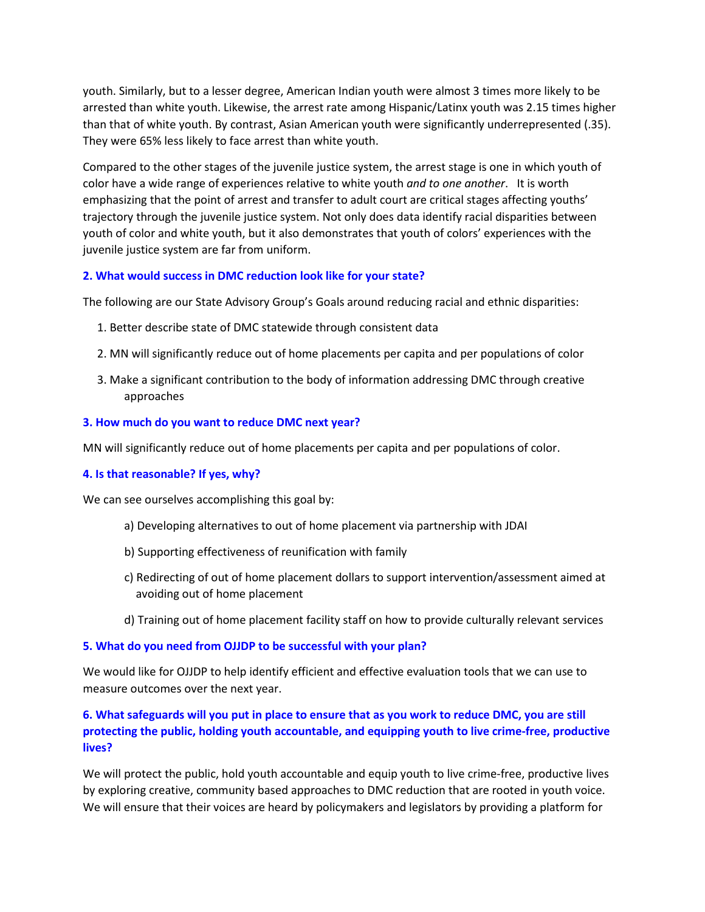youth. Similarly, but to a lesser degree, American Indian youth were almost 3 times more likely to be arrested than white youth. Likewise, the arrest rate among Hispanic/Latinx youth was 2.15 times higher than that of white youth. By contrast, Asian American youth were significantly underrepresented (.35). They were 65% less likely to face arrest than white youth.

Compared to the other stages of the juvenile justice system, the arrest stage is one in which youth of color have a wide range of experiences relative to white youth *and to one another*. It is worth emphasizing that the point of arrest and transfer to adult court are critical stages affecting youths' trajectory through the juvenile justice system. Not only does data identify racial disparities between youth of color and white youth, but it also demonstrates that youth of colors' experiences with the juvenile justice system are far from uniform.

### 2. What would success in DMC reduction look like for your state?

The following are our State Advisory Group's Goals around reducing racial and ethnic disparities:

1. Better describe state of DMC statewide through consistent data
2. MN will significantly reduce out of home placements per capita and per populations of color
3. Make a significant contribution to the body of information addressing DMC through creative approaches

### 3. How much do you want to reduce DMC next year?

MN will significantly reduce out of home placements per capita and per populations of color.

### 4. Is that reasonable? If yes, why?

We can see ourselves accomplishing this goal by:

a) Developing alternatives to out of home placement via partnership with JDAI

b) Supporting effectiveness of reunification with family

c) Redirecting of out of home placement dollars to support intervention/assessment aimed at avoiding out of home placement

d) Training out of home placement facility staff on how to provide culturally relevant services

### 5. What do you need from OJJDP to be successful with your plan?

We would like for OJJDP to help identify efficient and effective evaluation tools that we can use to measure outcomes over the next year.

### 6. What safeguards will you put in place to ensure that as you work to reduce DMC, you are still protecting the public, holding youth accountable, and equipping youth to live crime-free, productive lives?

We will protect the public, hold youth accountable and equip youth to live crime-free, productive lives by exploring creative, community based approaches to DMC reduction that are rooted in youth voice. We will ensure that their voices are heard by policymakers and legislators by providing a platform for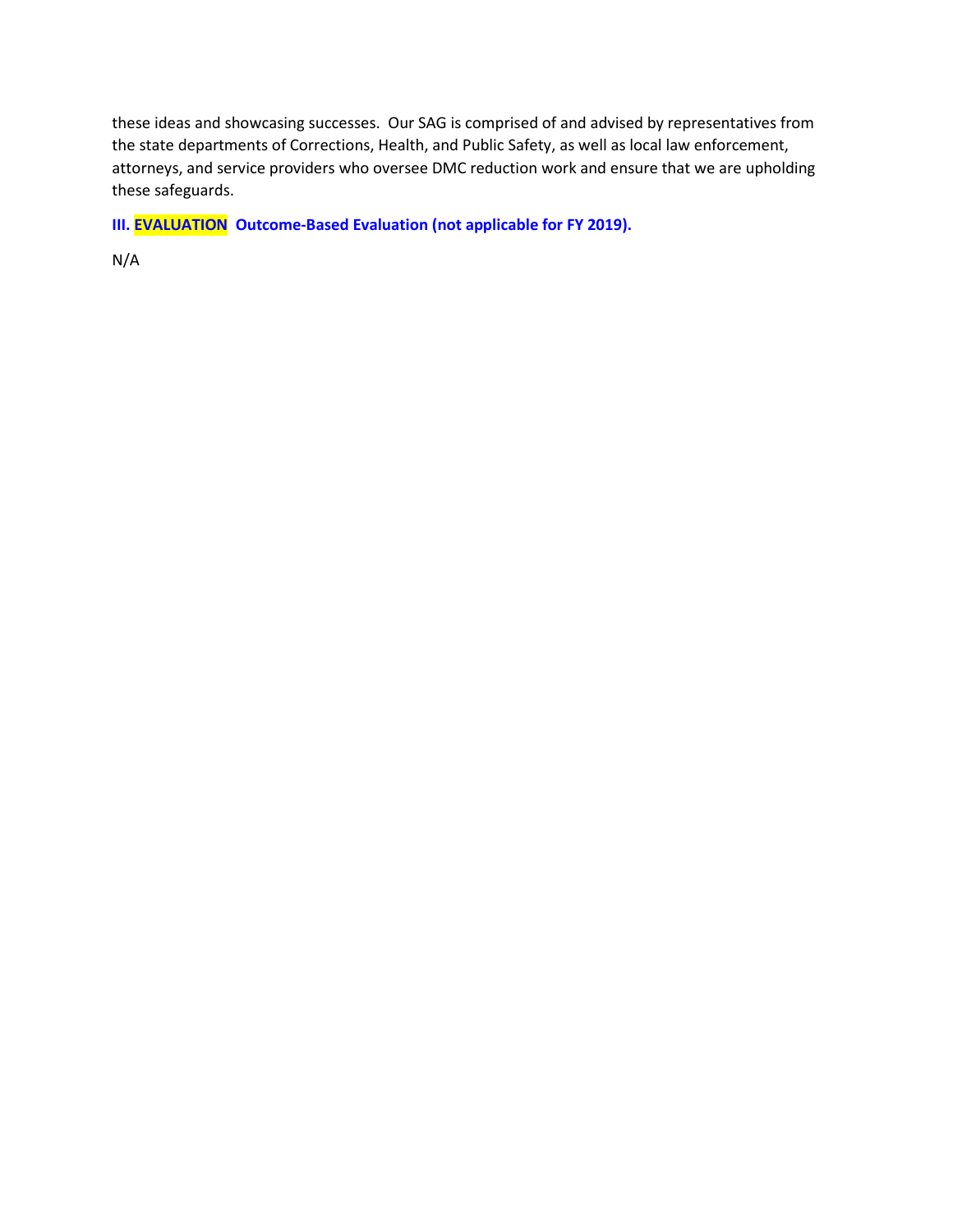these ideas and showcasing successes. Our SAG is comprised of and advised by representatives from the state departments of Corrections, Health, and Public Safety, as well as local law enforcement, attorneys, and service providers who oversee DMC reduction work and ensure that we are upholding these safeguards.

### III. EVALUATION Outcome-Based Evaluation (not applicable for FY 2019).

N/A